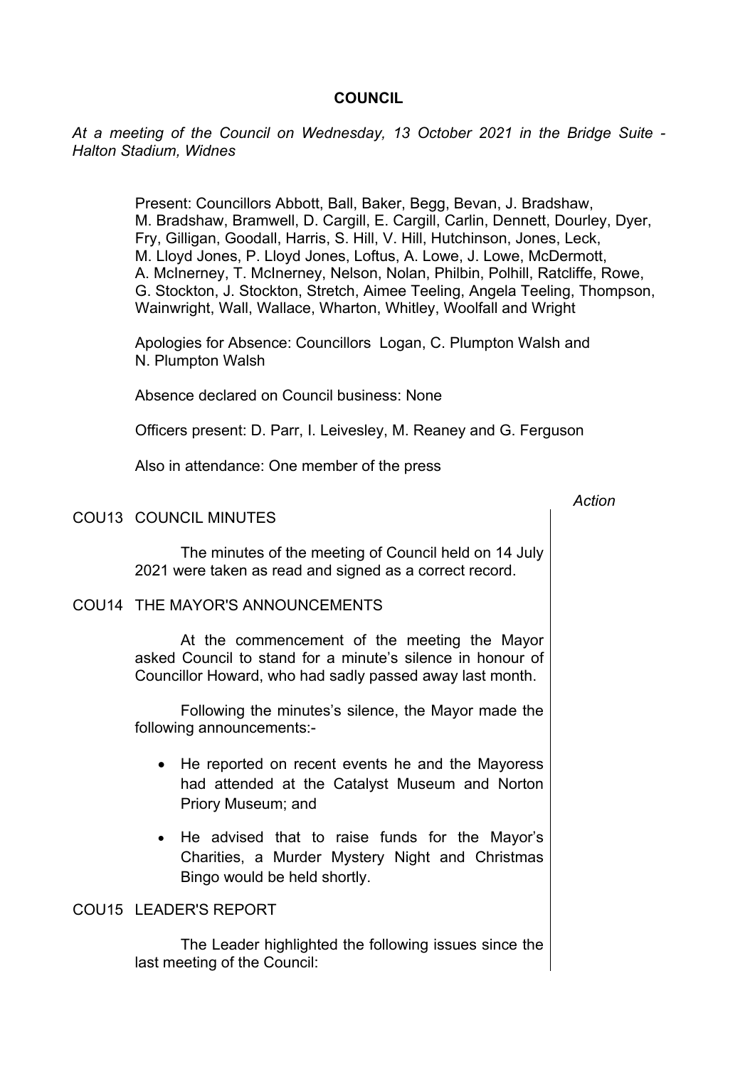# COUNCIL

*At a meeting of the Council on Wednesday, 13 October 2021 in the Bridge Suite - Halton Stadium, Widnes*

Present: Councillors Abbott, Ball, Baker, Begg, Bevan, J. Bradshaw, M. Bradshaw, Bramwell, D. Cargill, E. Cargill, Carlin, Dennett, Dourley, Dyer, Fry, Gilligan, Goodall, Harris, S. Hill, V. Hill, Hutchinson, Jones, Leck, M. Lloyd Jones, P. Lloyd Jones, Loftus, A. Lowe, J. Lowe, McDermott, A. McInerney, T. McInerney, Nelson, Nolan, Philbin, Polhill, Ratcliffe, Rowe, G. Stockton, J. Stockton, Stretch, Aimee Teeling, Angela Teeling, Thompson, Wainwright, Wall, Wallace, Wharton, Whitley, Woolfall and Wright

Apologies for Absence: Councillors Logan, C. Plumpton Walsh and N. Plumpton Walsh

Absence declared on Council business: None

Officers present: D. Parr, I. Leivesley, M. Reaney and G. Ferguson

Also in attendance: One member of the press

*Action*

## COU13 COUNCIL MINUTES

The minutes of the meeting of Council held on 14 July 2021 were taken as read and signed as a correct record.

## COU14 THE MAYOR'S ANNOUNCEMENTS

At the commencement of the meeting the Mayor asked Council to stand for a minute's silence in honour of Councillor Howard, who had sadly passed away last month.

Following the minutes's silence, the Mayor made the following announcements:-

- He reported on recent events he and the Mayoress had attended at the Catalyst Museum and Norton Priory Museum; and
- He advised that to raise funds for the Mayor's Charities, a Murder Mystery Night and Christmas Bingo would be held shortly.

## COU15 LEADER'S REPORT

The Leader highlighted the following issues since the last meeting of the Council: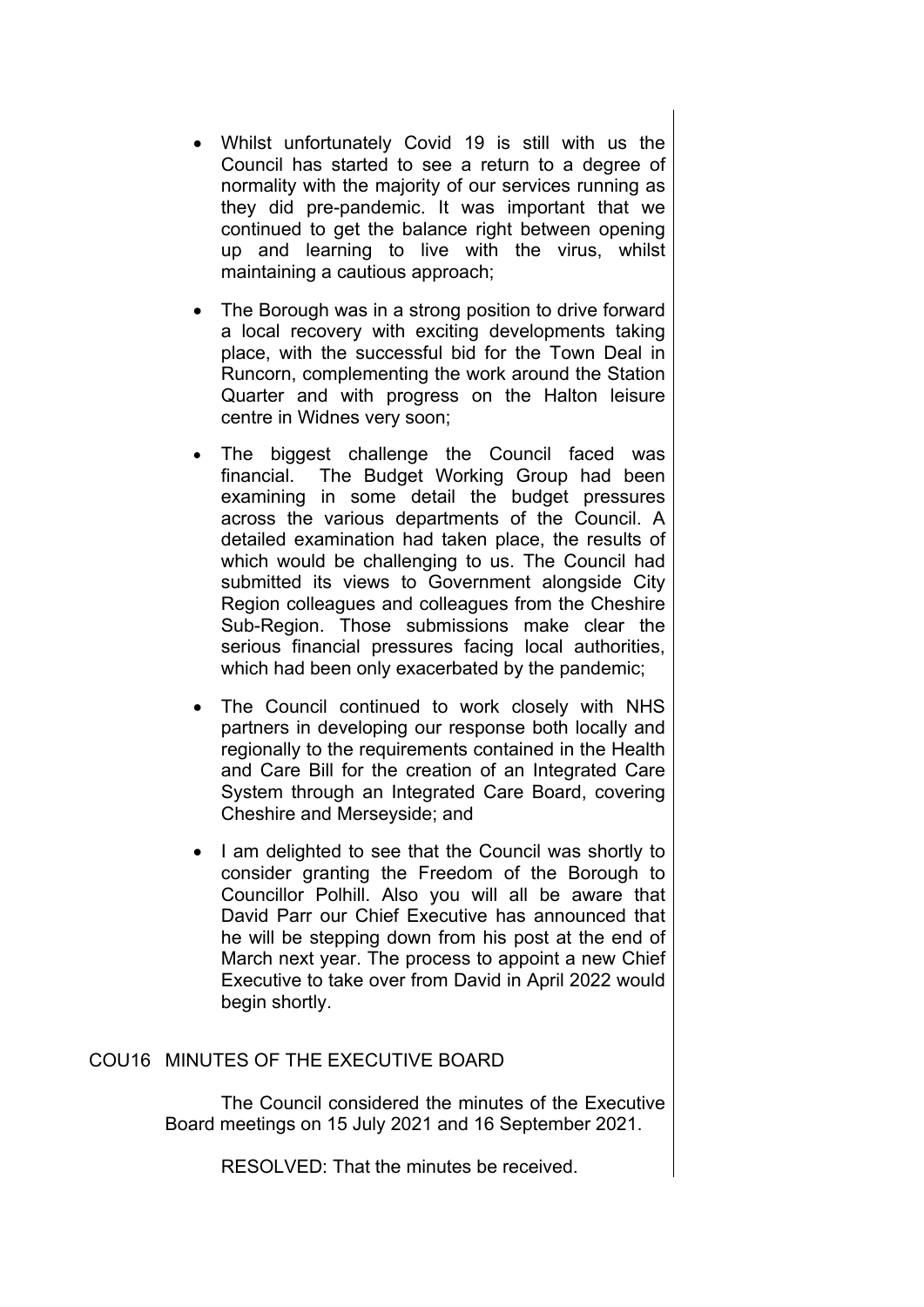- Whilst unfortunately Covid 19 is still with us the Council has started to see a return to a degree of normality with the majority of our services running as they did pre-pandemic. It was important that we continued to get the balance right between opening up and learning to live with the virus, whilst maintaining a cautious approach;

- The Borough was in a strong position to drive forward a local recovery with exciting developments taking place, with the successful bid for the Town Deal in Runcorn, complementing the work around the Station Quarter and with progress on the Halton leisure centre in Widnes very soon;

- The biggest challenge the Council faced was financial. The Budget Working Group had been examining in some detail the budget pressures across the various departments of the Council. A detailed examination had taken place, the results of which would be challenging to us. The Council had submitted its views to Government alongside City Region colleagues and colleagues from the Cheshire Sub-Region. Those submissions make clear the serious financial pressures facing local authorities, which had been only exacerbated by the pandemic;

- The Council continued to work closely with NHS partners in developing our response both locally and regionally to the requirements contained in the Health and Care Bill for the creation of an Integrated Care System through an Integrated Care Board, covering Cheshire and Merseyside; and

- I am delighted to see that the Council was shortly to consider granting the Freedom of the Borough to Councillor Polhill. Also you will all be aware that David Parr our Chief Executive has announced that he will be stepping down from his post at the end of March next year. The process to appoint a new Chief Executive to take over from David in April 2022 would begin shortly.

## COU16 MINUTES OF THE EXECUTIVE BOARD

The Council considered the minutes of the Executive Board meetings on 15 July 2021 and 16 September 2021.

RESOLVED: That the minutes be received.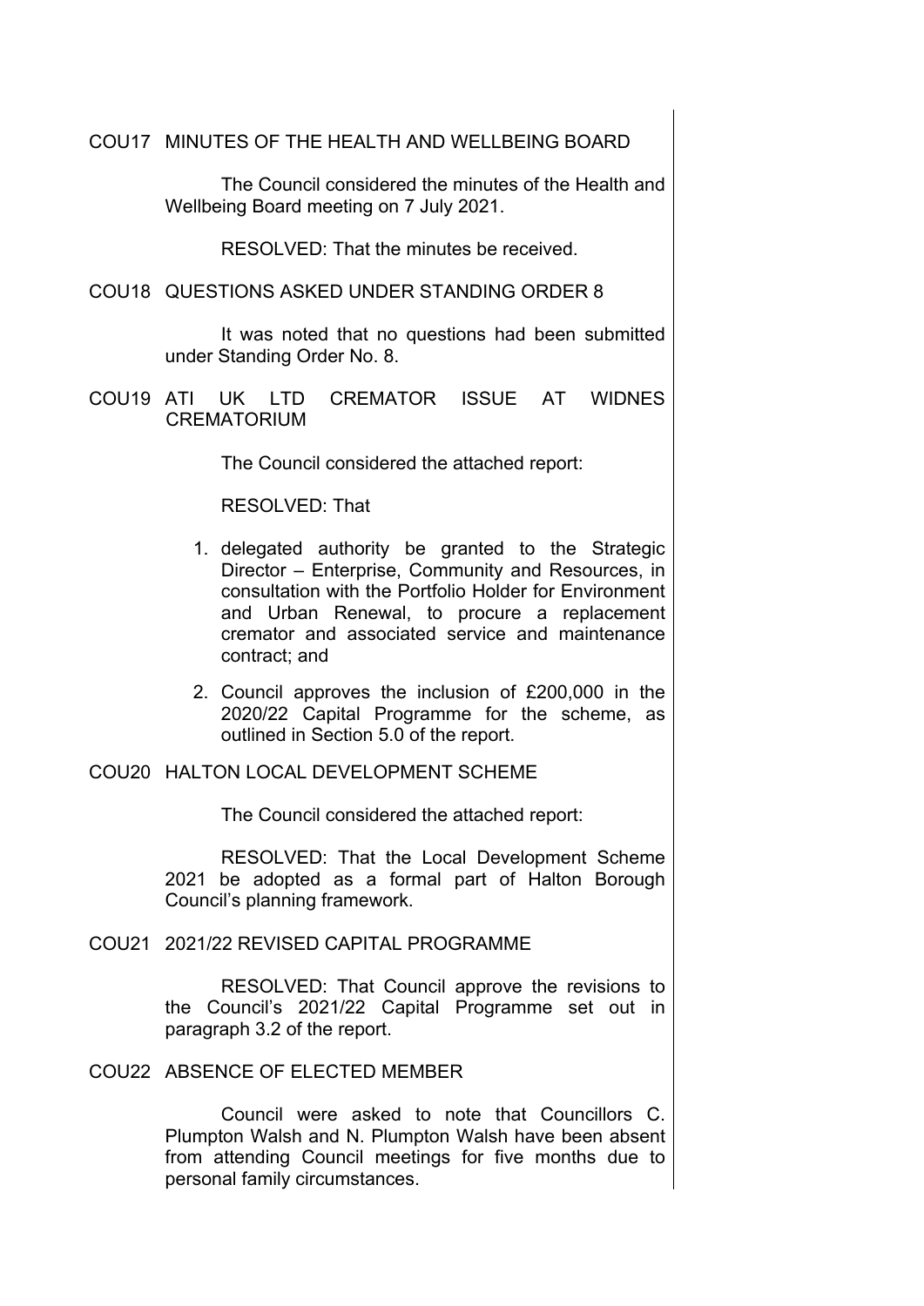## COU17 MINUTES OF THE HEALTH AND WELLBEING BOARD

The Council considered the minutes of the Health and Wellbeing Board meeting on 7 July 2021.

RESOLVED: That the minutes be received.

## COU18 QUESTIONS ASKED UNDER STANDING ORDER 8

It was noted that no questions had been submitted under Standing Order No. 8.

## COU19 ATI UK LTD CREMATOR ISSUE AT WIDNES CREMATORIUM

The Council considered the attached report:

RESOLVED: That

1. delegated authority be granted to the Strategic Director – Enterprise, Community and Resources, in consultation with the Portfolio Holder for Environment and Urban Renewal, to procure a replacement cremator and associated service and maintenance contract; and
2. Council approves the inclusion of £200,000 in the 2020/22 Capital Programme for the scheme, as outlined in Section 5.0 of the report.

## COU20 HALTON LOCAL DEVELOPMENT SCHEME

The Council considered the attached report:

RESOLVED: That the Local Development Scheme 2021 be adopted as a formal part of Halton Borough Council's planning framework.

## COU21 2021/22 REVISED CAPITAL PROGRAMME

RESOLVED: That Council approve the revisions to the Council's 2021/22 Capital Programme set out in paragraph 3.2 of the report.

## COU22 ABSENCE OF ELECTED MEMBER

Council were asked to note that Councillors C. Plumpton Walsh and N. Plumpton Walsh have been absent from attending Council meetings for five months due to personal family circumstances.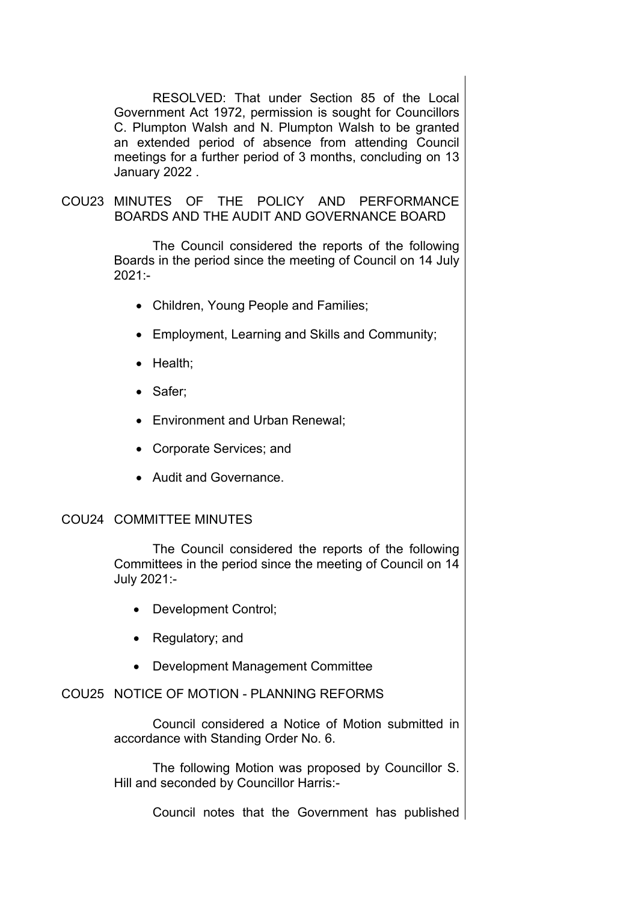RESOLVED: That under Section 85 of the Local Government Act 1972, permission is sought for Councillors C. Plumpton Walsh and N. Plumpton Walsh to be granted an extended period of absence from attending Council meetings for a further period of 3 months, concluding on 13 January 2022 .

## COU23 MINUTES OF THE POLICY AND PERFORMANCE BOARDS AND THE AUDIT AND GOVERNANCE BOARD

The Council considered the reports of the following Boards in the period since the meeting of Council on 14 July 2021:-

- Children, Young People and Families;
- Employment, Learning and Skills and Community;
- Health;
- Safer;
- Environment and Urban Renewal;
- Corporate Services; and
- Audit and Governance.

## COU24 COMMITTEE MINUTES

The Council considered the reports of the following Committees in the period since the meeting of Council on 14 July 2021:-

- Development Control;
- Regulatory; and
- Development Management Committee

## COU25 NOTICE OF MOTION - PLANNING REFORMS

Council considered a Notice of Motion submitted in accordance with Standing Order No. 6.

The following Motion was proposed by Councillor S. Hill and seconded by Councillor Harris:-

Council notes that the Government has published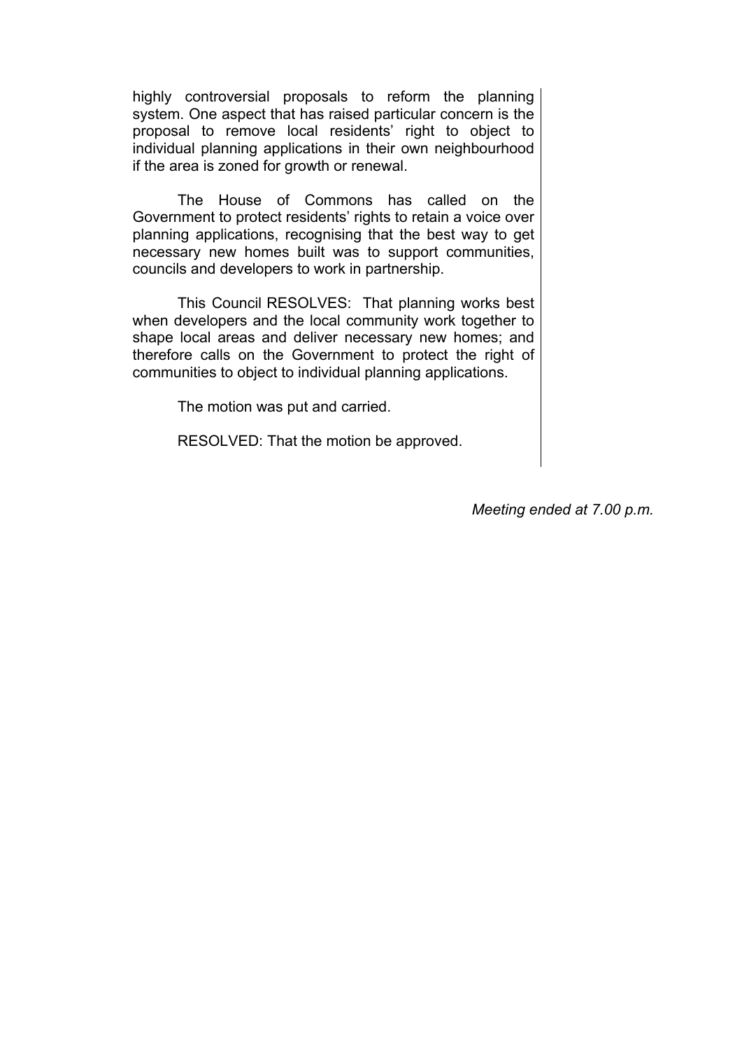highly controversial proposals to reform the planning system. One aspect that has raised particular concern is the proposal to remove local residents' right to object to individual planning applications in their own neighbourhood if the area is zoned for growth or renewal.

The House of Commons has called on the Government to protect residents' rights to retain a voice over planning applications, recognising that the best way to get necessary new homes built was to support communities, councils and developers to work in partnership.

This Council RESOLVES: That planning works best when developers and the local community work together to shape local areas and deliver necessary new homes; and therefore calls on the Government to protect the right of communities to object to individual planning applications.

The motion was put and carried.

RESOLVED: That the motion be approved.

*Meeting ended at 7.00 p.m.*